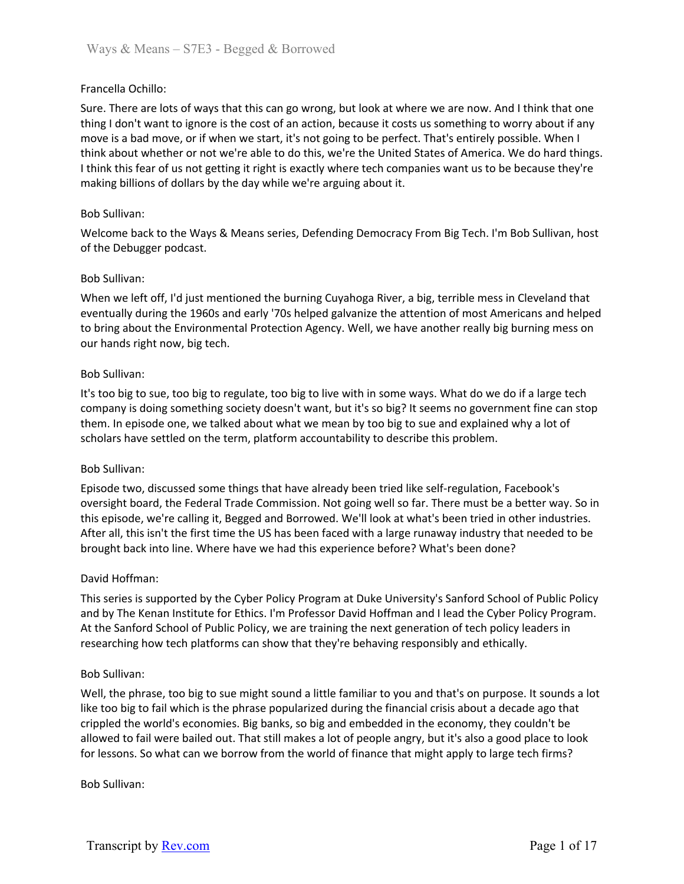Francella Ochillo:

Sure. There are lots of ways that this can go wrong, but look at where we are now. And I think that one thing I don't want to ignore is the cost of an action, because it costs us something to worry about if any move is a bad move, or if when we start, it's not going to be perfect. That's entirely possible. When I think about whether or not we're able to do this, we're the United States of America. We do hard things. I think this fear of us not getting it right is exactly where tech companies want us to be because they're making billions of dollars by the day while we're arguing about it.

Bob Sullivan:

Welcome back to the Ways & Means series, Defending Democracy From Big Tech. I'm Bob Sullivan, host of the Debugger podcast.

Bob Sullivan:

When we left off, I'd just mentioned the burning Cuyahoga River, a big, terrible mess in Cleveland that eventually during the 1960s and early '70s helped galvanize the attention of most Americans and helped to bring about the Environmental Protection Agency. Well, we have another really big burning mess on our hands right now, big tech.

Bob Sullivan:

It's too big to sue, too big to regulate, too big to live with in some ways. What do we do if a large tech company is doing something society doesn't want, but it's so big? It seems no government fine can stop them. In episode one, we talked about what we mean by too big to sue and explained why a lot of scholars have settled on the term, platform accountability to describe this problem.

Bob Sullivan:

Episode two, discussed some things that have already been tried like self-regulation, Facebook's oversight board, the Federal Trade Commission. Not going well so far. There must be a better way. So in this episode, we're calling it, Begged and Borrowed. We'll look at what's been tried in other industries. After all, this isn't the first time the US has been faced with a large runaway industry that needed to be brought back into line. Where have we had this experience before? What's been done?

David Hoffman:

This series is supported by the Cyber Policy Program at Duke University's Sanford School of Public Policy and by The Kenan Institute for Ethics. I'm Professor David Hoffman and I lead the Cyber Policy Program. At the Sanford School of Public Policy, we are training the next generation of tech policy leaders in researching how tech platforms can show that they're behaving responsibly and ethically.

Bob Sullivan:

Well, the phrase, too big to sue might sound a little familiar to you and that's on purpose. It sounds a lot like too big to fail which is the phrase popularized during the financial crisis about a decade ago that crippled the world's economies. Big banks, so big and embedded in the economy, they couldn't be allowed to fail were bailed out. That still makes a lot of people angry, but it's also a good place to look for lessons. So what can we borrow from the world of finance that might apply to large tech firms?

Bob Sullivan: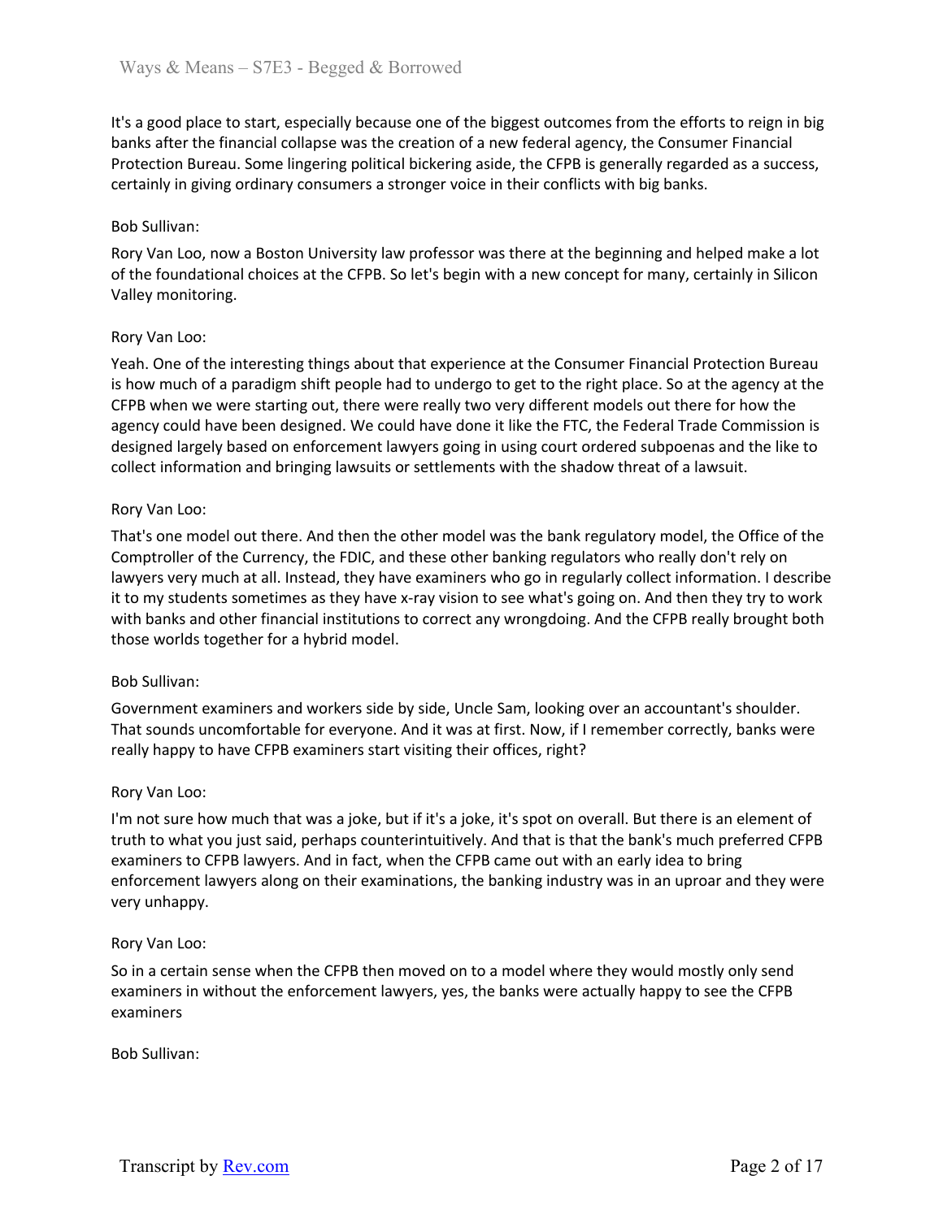It's a good place to start, especially because one of the biggest outcomes from the efforts to reign in big banks after the financial collapse was the creation of a new federal agency, the Consumer Financial Protection Bureau. Some lingering political bickering aside, the CFPB is generally regarded as a success, certainly in giving ordinary consumers a stronger voice in their conflicts with big banks.

Bob Sullivan:

Rory Van Loo, now a Boston University law professor was there at the beginning and helped make a lot of the foundational choices at the CFPB. So let's begin with a new concept for many, certainly in Silicon Valley monitoring.

Rory Van Loo:

Yeah. One of the interesting things about that experience at the Consumer Financial Protection Bureau is how much of a paradigm shift people had to undergo to get to the right place. So at the agency at the CFPB when we were starting out, there were really two very different models out there for how the agency could have been designed. We could have done it like the FTC, the Federal Trade Commission is designed largely based on enforcement lawyers going in using court ordered subpoenas and the like to collect information and bringing lawsuits or settlements with the shadow threat of a lawsuit.

Rory Van Loo:

That's one model out there. And then the other model was the bank regulatory model, the Office of the Comptroller of the Currency, the FDIC, and these other banking regulators who really don't rely on lawyers very much at all. Instead, they have examiners who go in regularly collect information. I describe it to my students sometimes as they have x-ray vision to see what's going on. And then they try to work with banks and other financial institutions to correct any wrongdoing. And the CFPB really brought both those worlds together for a hybrid model.

Bob Sullivan:

Government examiners and workers side by side, Uncle Sam, looking over an accountant's shoulder. That sounds uncomfortable for everyone. And it was at first. Now, if I remember correctly, banks were really happy to have CFPB examiners start visiting their offices, right?

Rory Van Loo:

I'm not sure how much that was a joke, but if it's a joke, it's spot on overall. But there is an element of truth to what you just said, perhaps counterintuitively. And that is that the bank's much preferred CFPB examiners to CFPB lawyers. And in fact, when the CFPB came out with an early idea to bring enforcement lawyers along on their examinations, the banking industry was in an uproar and they were very unhappy.

Rory Van Loo:

So in a certain sense when the CFPB then moved on to a model where they would mostly only send examiners in without the enforcement lawyers, yes, the banks were actually happy to see the CFPB examiners

Bob Sullivan: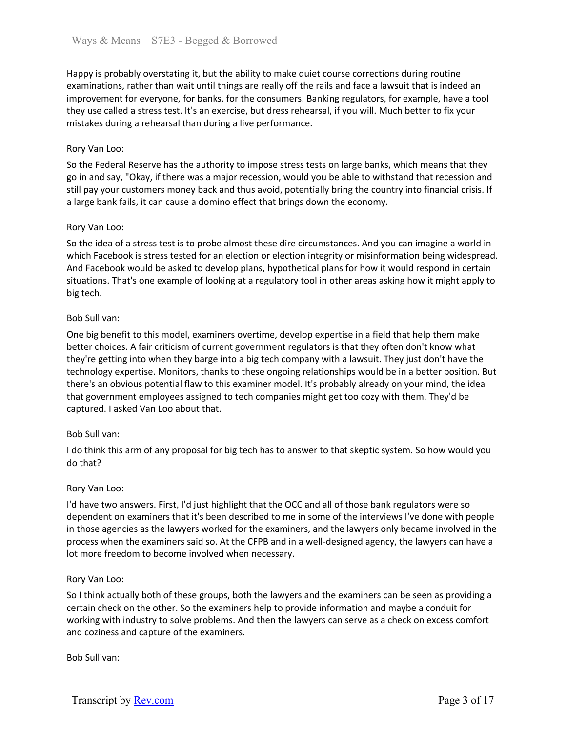Happy is probably overstating it, but the ability to make quiet course corrections during routine examinations, rather than wait until things are really off the rails and face a lawsuit that is indeed an improvement for everyone, for banks, for the consumers. Banking regulators, for example, have a tool they use called a stress test. It's an exercise, but dress rehearsal, if you will. Much better to fix your mistakes during a rehearsal than during a live performance.

Rory Van Loo:

So the Federal Reserve has the authority to impose stress tests on large banks, which means that they go in and say, "Okay, if there was a major recession, would you be able to withstand that recession and still pay your customers money back and thus avoid, potentially bring the country into financial crisis. If a large bank fails, it can cause a domino effect that brings down the economy.

Rory Van Loo:

So the idea of a stress test is to probe almost these dire circumstances. And you can imagine a world in which Facebook is stress tested for an election or election integrity or misinformation being widespread. And Facebook would be asked to develop plans, hypothetical plans for how it would respond in certain situations. That's one example of looking at a regulatory tool in other areas asking how it might apply to big tech.

Bob Sullivan:

One big benefit to this model, examiners overtime, develop expertise in a field that help them make better choices. A fair criticism of current government regulators is that they often don't know what they're getting into when they barge into a big tech company with a lawsuit. They just don't have the technology expertise. Monitors, thanks to these ongoing relationships would be in a better position. But there's an obvious potential flaw to this examiner model. It's probably already on your mind, the idea that government employees assigned to tech companies might get too cozy with them. They'd be captured. I asked Van Loo about that.

Bob Sullivan:

I do think this arm of any proposal for big tech has to answer to that skeptic system. So how would you do that?

Rory Van Loo:

I'd have two answers. First, I'd just highlight that the OCC and all of those bank regulators were so dependent on examiners that it's been described to me in some of the interviews I've done with people in those agencies as the lawyers worked for the examiners, and the lawyers only became involved in the process when the examiners said so. At the CFPB and in a well-designed agency, the lawyers can have a lot more freedom to become involved when necessary.

Rory Van Loo:

So I think actually both of these groups, both the lawyers and the examiners can be seen as providing a certain check on the other. So the examiners help to provide information and maybe a conduit for working with industry to solve problems. And then the lawyers can serve as a check on excess comfort and coziness and capture of the examiners.

Bob Sullivan: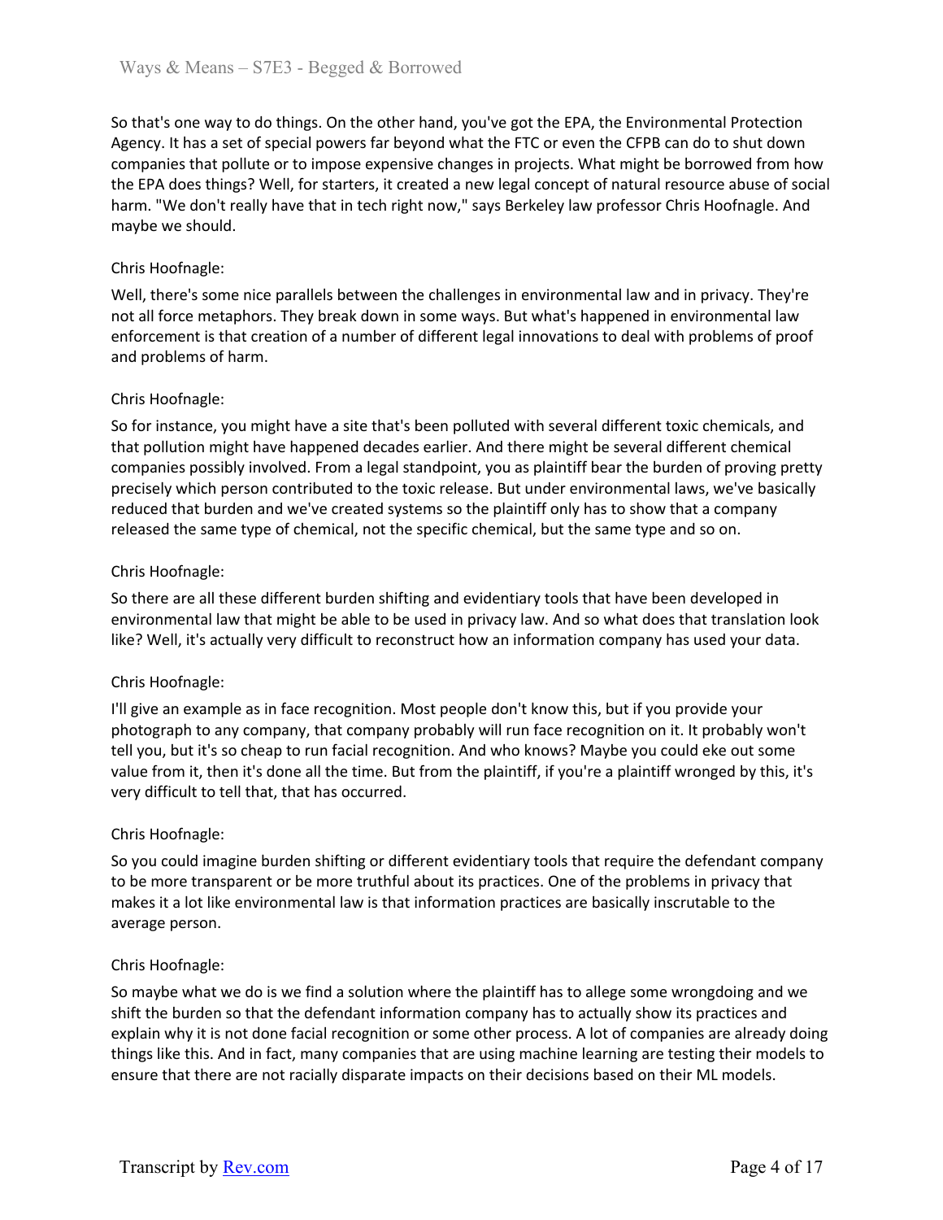So that's one way to do things. On the other hand, you've got the EPA, the Environmental Protection Agency. It has a set of special powers far beyond what the FTC or even the CFPB can do to shut down companies that pollute or to impose expensive changes in projects. What might be borrowed from how the EPA does things? Well, for starters, it created a new legal concept of natural resource abuse of social harm. "We don't really have that in tech right now," says Berkeley law professor Chris Hoofnagle. And maybe we should.

Chris Hoofnagle:

Well, there's some nice parallels between the challenges in environmental law and in privacy. They're not all force metaphors. They break down in some ways. But what's happened in environmental law enforcement is that creation of a number of different legal innovations to deal with problems of proof and problems of harm.

Chris Hoofnagle:

So for instance, you might have a site that's been polluted with several different toxic chemicals, and that pollution might have happened decades earlier. And there might be several different chemical companies possibly involved. From a legal standpoint, you as plaintiff bear the burden of proving pretty precisely which person contributed to the toxic release. But under environmental laws, we've basically reduced that burden and we've created systems so the plaintiff only has to show that a company released the same type of chemical, not the specific chemical, but the same type and so on.

Chris Hoofnagle:

So there are all these different burden shifting and evidentiary tools that have been developed in environmental law that might be able to be used in privacy law. And so what does that translation look like? Well, it's actually very difficult to reconstruct how an information company has used your data.

Chris Hoofnagle:

I'll give an example as in face recognition. Most people don't know this, but if you provide your photograph to any company, that company probably will run face recognition on it. It probably won't tell you, but it's so cheap to run facial recognition. And who knows? Maybe you could eke out some value from it, then it's done all the time. But from the plaintiff, if you're a plaintiff wronged by this, it's very difficult to tell that, that has occurred.

Chris Hoofnagle:

So you could imagine burden shifting or different evidentiary tools that require the defendant company to be more transparent or be more truthful about its practices. One of the problems in privacy that makes it a lot like environmental law is that information practices are basically inscrutable to the average person.

Chris Hoofnagle:

So maybe what we do is we find a solution where the plaintiff has to allege some wrongdoing and we shift the burden so that the defendant information company has to actually show its practices and explain why it is not done facial recognition or some other process. A lot of companies are already doing things like this. And in fact, many companies that are using machine learning are testing their models to ensure that there are not racially disparate impacts on their decisions based on their ML models.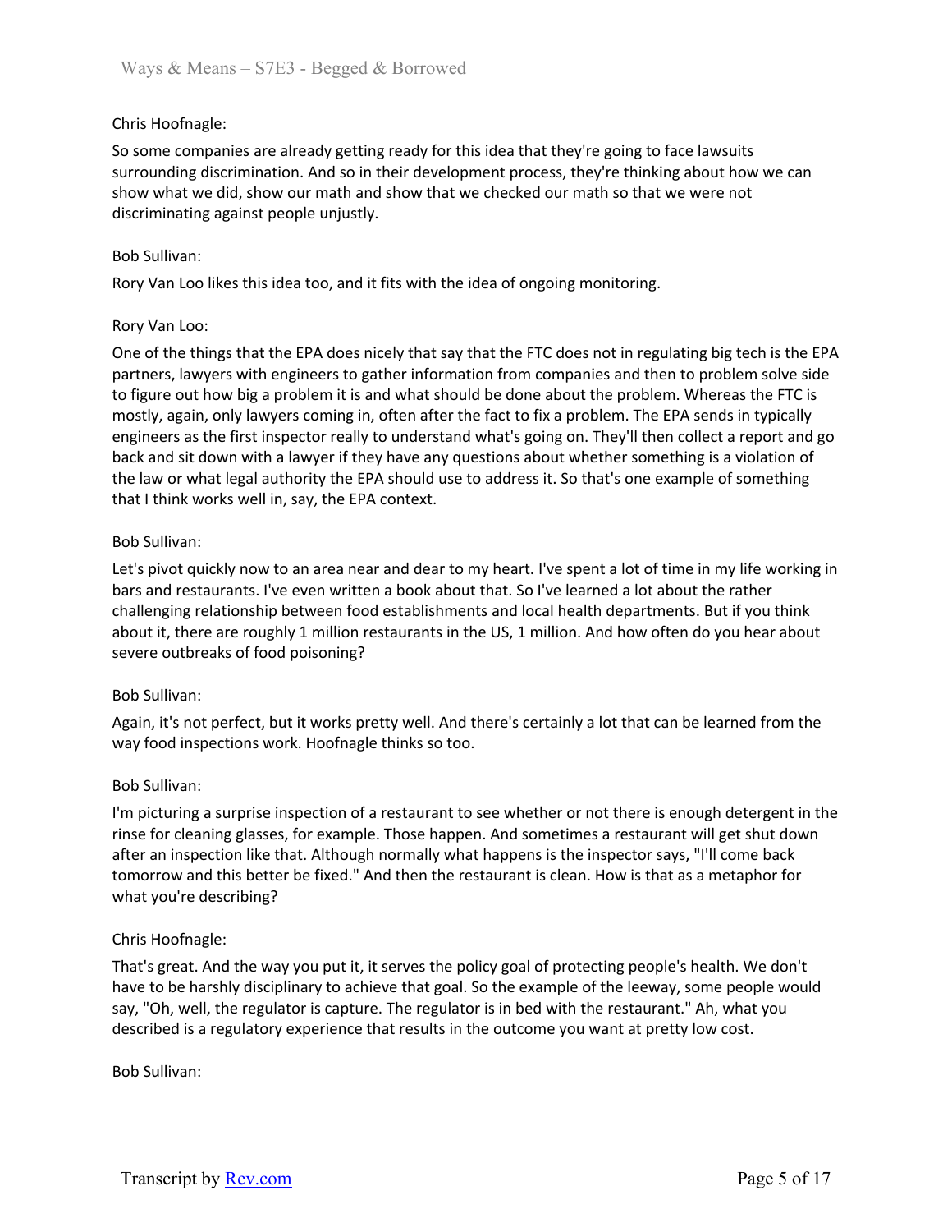Chris Hoofnagle:

So some companies are already getting ready for this idea that they're going to face lawsuits surrounding discrimination. And so in their development process, they're thinking about how we can show what we did, show our math and show that we checked our math so that we were not discriminating against people unjustly.

Bob Sullivan:

Rory Van Loo likes this idea too, and it fits with the idea of ongoing monitoring.

Rory Van Loo:

One of the things that the EPA does nicely that say that the FTC does not in regulating big tech is the EPA partners, lawyers with engineers to gather information from companies and then to problem solve side to figure out how big a problem it is and what should be done about the problem. Whereas the FTC is mostly, again, only lawyers coming in, often after the fact to fix a problem. The EPA sends in typically engineers as the first inspector really to understand what's going on. They'll then collect a report and go back and sit down with a lawyer if they have any questions about whether something is a violation of the law or what legal authority the EPA should use to address it. So that's one example of something that I think works well in, say, the EPA context.

Bob Sullivan:

Let's pivot quickly now to an area near and dear to my heart. I've spent a lot of time in my life working in bars and restaurants. I've even written a book about that. So I've learned a lot about the rather challenging relationship between food establishments and local health departments. But if you think about it, there are roughly 1 million restaurants in the US, 1 million. And how often do you hear about severe outbreaks of food poisoning?

Bob Sullivan:

Again, it's not perfect, but it works pretty well. And there's certainly a lot that can be learned from the way food inspections work. Hoofnagle thinks so too.

Bob Sullivan:

I'm picturing a surprise inspection of a restaurant to see whether or not there is enough detergent in the rinse for cleaning glasses, for example. Those happen. And sometimes a restaurant will get shut down after an inspection like that. Although normally what happens is the inspector says, "I'll come back tomorrow and this better be fixed." And then the restaurant is clean. How is that as a metaphor for what you're describing?

Chris Hoofnagle:

That's great. And the way you put it, it serves the policy goal of protecting people's health. We don't have to be harshly disciplinary to achieve that goal. So the example of the leeway, some people would say, "Oh, well, the regulator is capture. The regulator is in bed with the restaurant." Ah, what you described is a regulatory experience that results in the outcome you want at pretty low cost.

Bob Sullivan: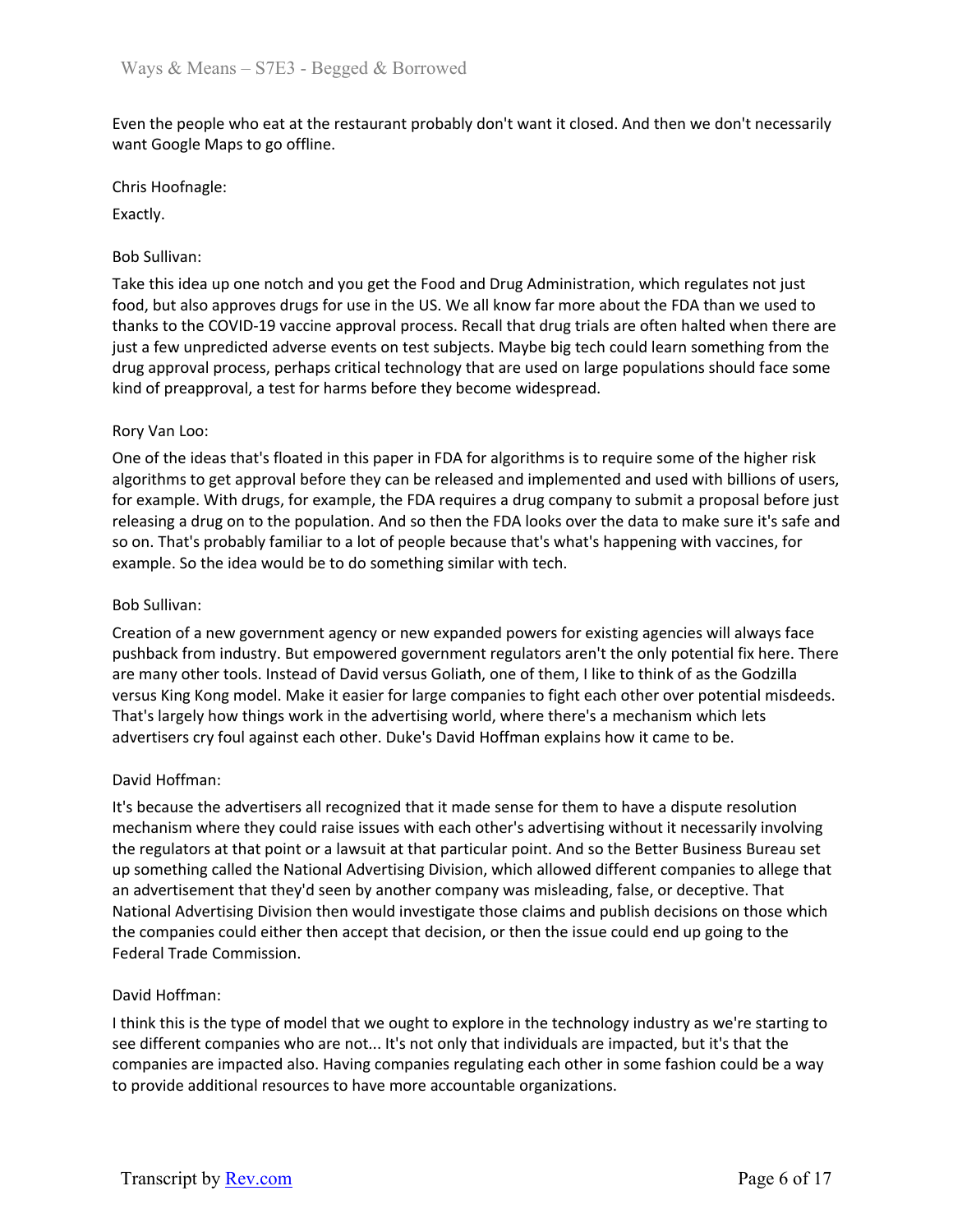Even the people who eat at the restaurant probably don't want it closed. And then we don't necessarily want Google Maps to go offline.

Chris Hoofnagle:

Exactly.

Bob Sullivan:

Take this idea up one notch and you get the Food and Drug Administration, which regulates not just food, but also approves drugs for use in the US. We all know far more about the FDA than we used to thanks to the COVID-19 vaccine approval process. Recall that drug trials are often halted when there are just a few unpredicted adverse events on test subjects. Maybe big tech could learn something from the drug approval process, perhaps critical technology that are used on large populations should face some kind of preapproval, a test for harms before they become widespread.

Rory Van Loo:

One of the ideas that's floated in this paper in FDA for algorithms is to require some of the higher risk algorithms to get approval before they can be released and implemented and used with billions of users, for example. With drugs, for example, the FDA requires a drug company to submit a proposal before just releasing a drug on to the population. And so then the FDA looks over the data to make sure it's safe and so on. That's probably familiar to a lot of people because that's what's happening with vaccines, for example. So the idea would be to do something similar with tech.

Bob Sullivan:

Creation of a new government agency or new expanded powers for existing agencies will always face pushback from industry. But empowered government regulators aren't the only potential fix here. There are many other tools. Instead of David versus Goliath, one of them, I like to think of as the Godzilla versus King Kong model. Make it easier for large companies to fight each other over potential misdeeds. That's largely how things work in the advertising world, where there's a mechanism which lets advertisers cry foul against each other. Duke's David Hoffman explains how it came to be.

David Hoffman:

It's because the advertisers all recognized that it made sense for them to have a dispute resolution mechanism where they could raise issues with each other's advertising without it necessarily involving the regulators at that point or a lawsuit at that particular point. And so the Better Business Bureau set up something called the National Advertising Division, which allowed different companies to allege that an advertisement that they'd seen by another company was misleading, false, or deceptive. That National Advertising Division then would investigate those claims and publish decisions on those which the companies could either then accept that decision, or then the issue could end up going to the Federal Trade Commission.

David Hoffman:

I think this is the type of model that we ought to explore in the technology industry as we're starting to see different companies who are not... It's not only that individuals are impacted, but it's that the companies are impacted also. Having companies regulating each other in some fashion could be a way to provide additional resources to have more accountable organizations.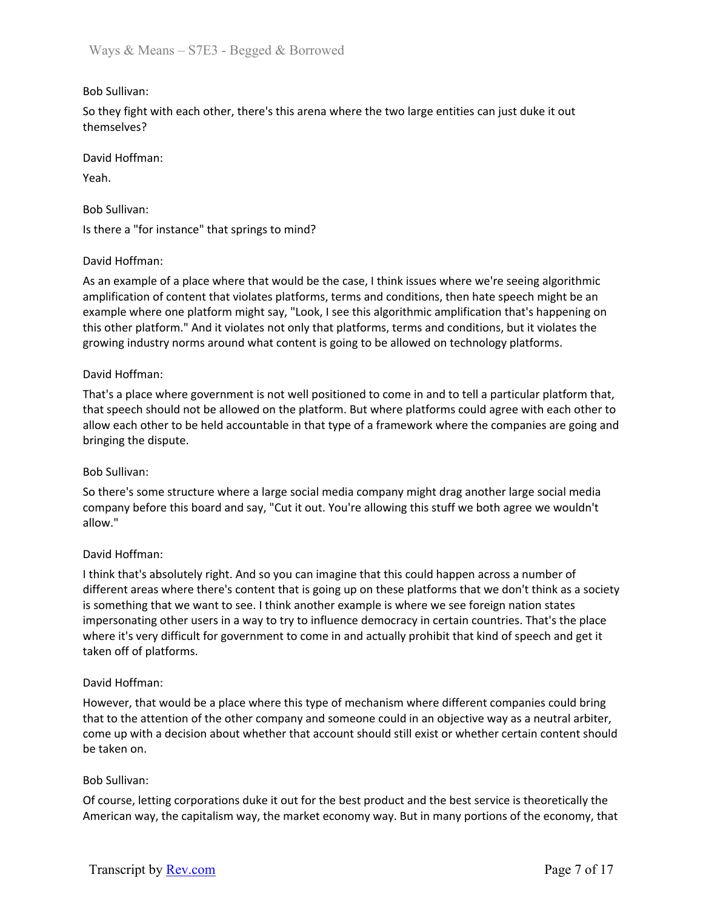Bob Sullivan:

So they fight with each other, there's this arena where the two large entities can just duke it out themselves?

David Hoffman:

Yeah.

Bob Sullivan:

Is there a "for instance" that springs to mind?

David Hoffman:

As an example of a place where that would be the case, I think issues where we're seeing algorithmic amplification of content that violates platforms, terms and conditions, then hate speech might be an example where one platform might say, "Look, I see this algorithmic amplification that's happening on this other platform." And it violates not only that platforms, terms and conditions, but it violates the growing industry norms around what content is going to be allowed on technology platforms.

David Hoffman:

That's a place where government is not well positioned to come in and to tell a particular platform that, that speech should not be allowed on the platform. But where platforms could agree with each other to allow each other to be held accountable in that type of a framework where the companies are going and bringing the dispute.

Bob Sullivan:

So there's some structure where a large social media company might drag another large social media company before this board and say, "Cut it out. You're allowing this stuff we both agree we wouldn't allow."

David Hoffman:

I think that's absolutely right. And so you can imagine that this could happen across a number of different areas where there's content that is going up on these platforms that we don't think as a society is something that we want to see. I think another example is where we see foreign nation states impersonating other users in a way to try to influence democracy in certain countries. That's the place where it's very difficult for government to come in and actually prohibit that kind of speech and get it taken off of platforms.

David Hoffman:

However, that would be a place where this type of mechanism where different companies could bring that to the attention of the other company and someone could in an objective way as a neutral arbiter, come up with a decision about whether that account should still exist or whether certain content should be taken on.

Bob Sullivan:

Of course, letting corporations duke it out for the best product and the best service is theoretically the American way, the capitalism way, the market economy way. But in many portions of the economy, that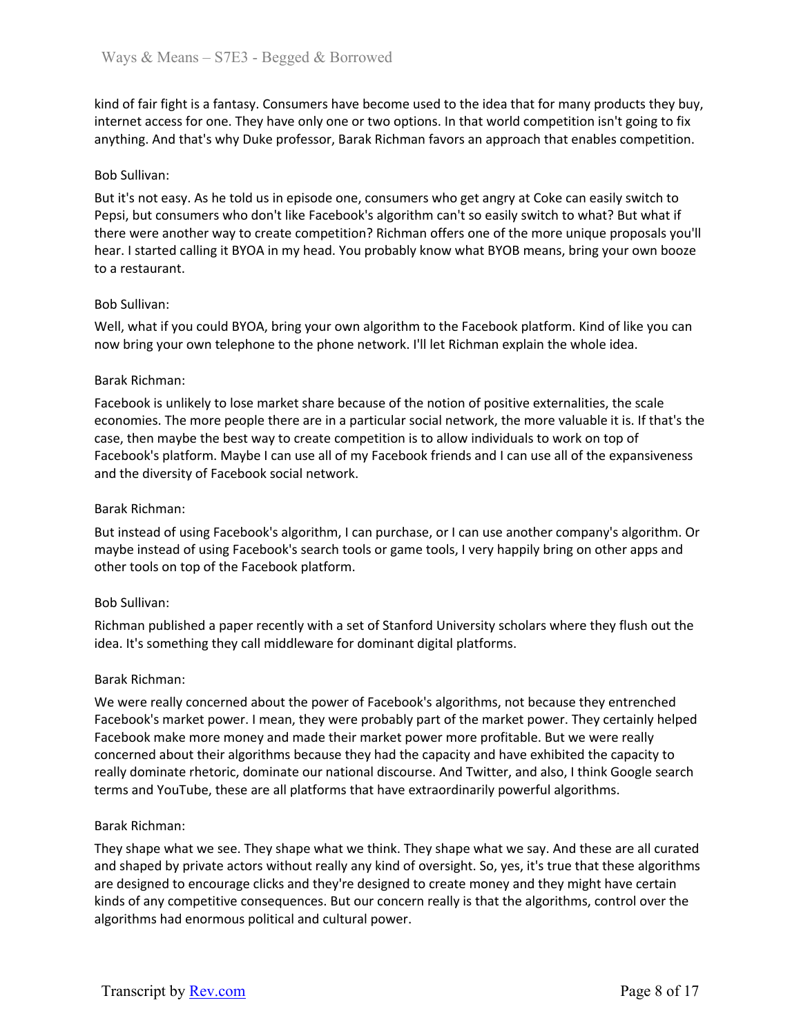kind of fair fight is a fantasy. Consumers have become used to the idea that for many products they buy, internet access for one. They have only one or two options. In that world competition isn't going to fix anything. And that's why Duke professor, Barak Richman favors an approach that enables competition.

Bob Sullivan:

But it's not easy. As he told us in episode one, consumers who get angry at Coke can easily switch to Pepsi, but consumers who don't like Facebook's algorithm can't so easily switch to what? But what if there were another way to create competition? Richman offers one of the more unique proposals you'll hear. I started calling it BYOA in my head. You probably know what BYOB means, bring your own booze to a restaurant.

Bob Sullivan:

Well, what if you could BYOA, bring your own algorithm to the Facebook platform. Kind of like you can now bring your own telephone to the phone network. I'll let Richman explain the whole idea.

Barak Richman:

Facebook is unlikely to lose market share because of the notion of positive externalities, the scale economies. The more people there are in a particular social network, the more valuable it is. If that's the case, then maybe the best way to create competition is to allow individuals to work on top of Facebook's platform. Maybe I can use all of my Facebook friends and I can use all of the expansiveness and the diversity of Facebook social network.

Barak Richman:

But instead of using Facebook's algorithm, I can purchase, or I can use another company's algorithm. Or maybe instead of using Facebook's search tools or game tools, I very happily bring on other apps and other tools on top of the Facebook platform.

Bob Sullivan:

Richman published a paper recently with a set of Stanford University scholars where they flush out the idea. It's something they call middleware for dominant digital platforms.

Barak Richman:

We were really concerned about the power of Facebook's algorithms, not because they entrenched Facebook's market power. I mean, they were probably part of the market power. They certainly helped Facebook make more money and made their market power more profitable. But we were really concerned about their algorithms because they had the capacity and have exhibited the capacity to really dominate rhetoric, dominate our national discourse. And Twitter, and also, I think Google search terms and YouTube, these are all platforms that have extraordinarily powerful algorithms.

Barak Richman:

They shape what we see. They shape what we think. They shape what we say. And these are all curated and shaped by private actors without really any kind of oversight. So, yes, it's true that these algorithms are designed to encourage clicks and they're designed to create money and they might have certain kinds of any competitive consequences. But our concern really is that the algorithms, control over the algorithms had enormous political and cultural power.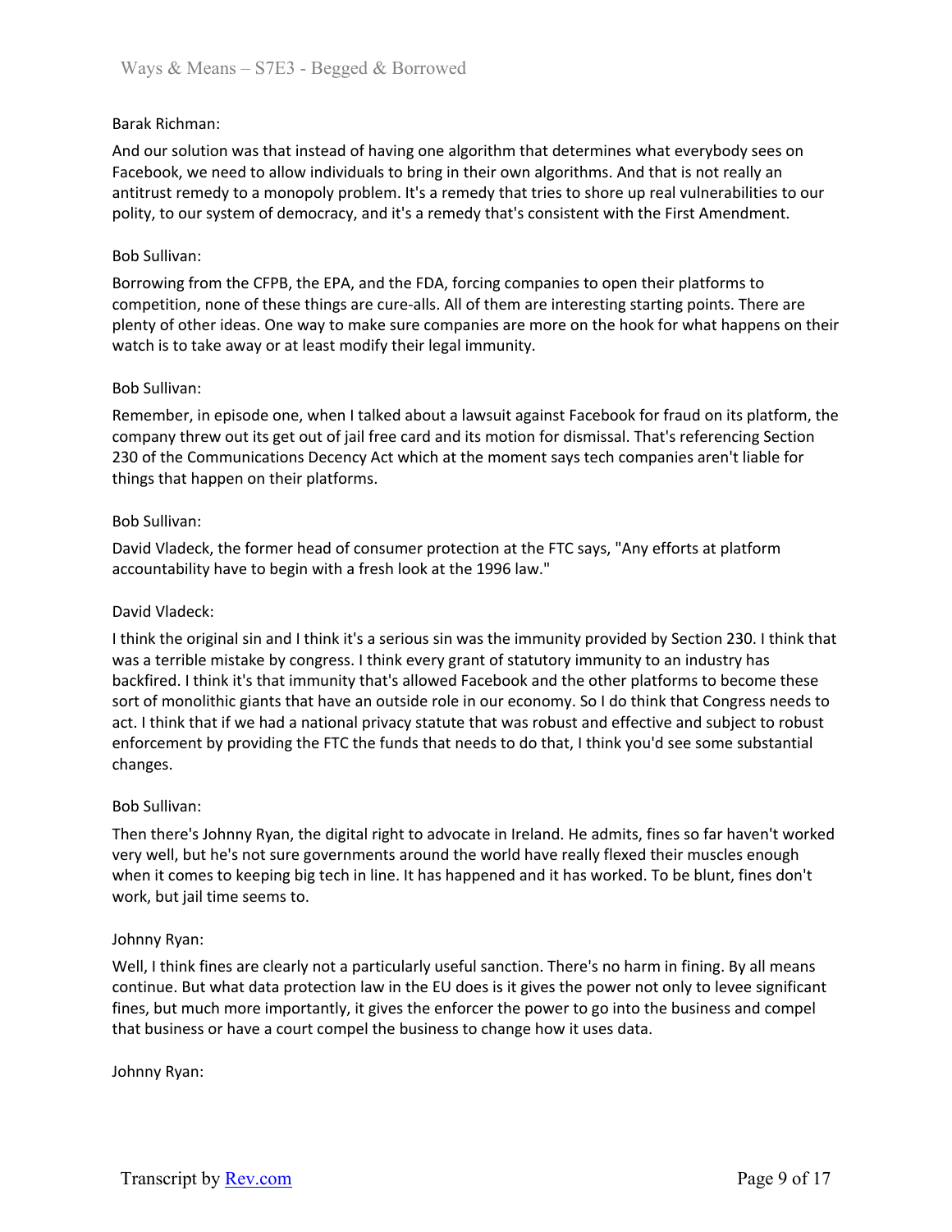Barak Richman:

And our solution was that instead of having one algorithm that determines what everybody sees on Facebook, we need to allow individuals to bring in their own algorithms. And that is not really an antitrust remedy to a monopoly problem. It's a remedy that tries to shore up real vulnerabilities to our polity, to our system of democracy, and it's a remedy that's consistent with the First Amendment.

Bob Sullivan:

Borrowing from the CFPB, the EPA, and the FDA, forcing companies to open their platforms to competition, none of these things are cure-alls. All of them are interesting starting points. There are plenty of other ideas. One way to make sure companies are more on the hook for what happens on their watch is to take away or at least modify their legal immunity.

Bob Sullivan:

Remember, in episode one, when I talked about a lawsuit against Facebook for fraud on its platform, the company threw out its get out of jail free card and its motion for dismissal. That's referencing Section 230 of the Communications Decency Act which at the moment says tech companies aren't liable for things that happen on their platforms.

Bob Sullivan:

David Vladeck, the former head of consumer protection at the FTC says, "Any efforts at platform accountability have to begin with a fresh look at the 1996 law."

David Vladeck:

I think the original sin and I think it's a serious sin was the immunity provided by Section 230. I think that was a terrible mistake by congress. I think every grant of statutory immunity to an industry has backfired. I think it's that immunity that's allowed Facebook and the other platforms to become these sort of monolithic giants that have an outside role in our economy. So I do think that Congress needs to act. I think that if we had a national privacy statute that was robust and effective and subject to robust enforcement by providing the FTC the funds that needs to do that, I think you'd see some substantial changes.

Bob Sullivan:

Then there's Johnny Ryan, the digital right to advocate in Ireland. He admits, fines so far haven't worked very well, but he's not sure governments around the world have really flexed their muscles enough when it comes to keeping big tech in line. It has happened and it has worked. To be blunt, fines don't work, but jail time seems to.

Johnny Ryan:

Well, I think fines are clearly not a particularly useful sanction. There's no harm in fining. By all means continue. But what data protection law in the EU does is it gives the power not only to levee significant fines, but much more importantly, it gives the enforcer the power to go into the business and compel that business or have a court compel the business to change how it uses data.

Johnny Ryan: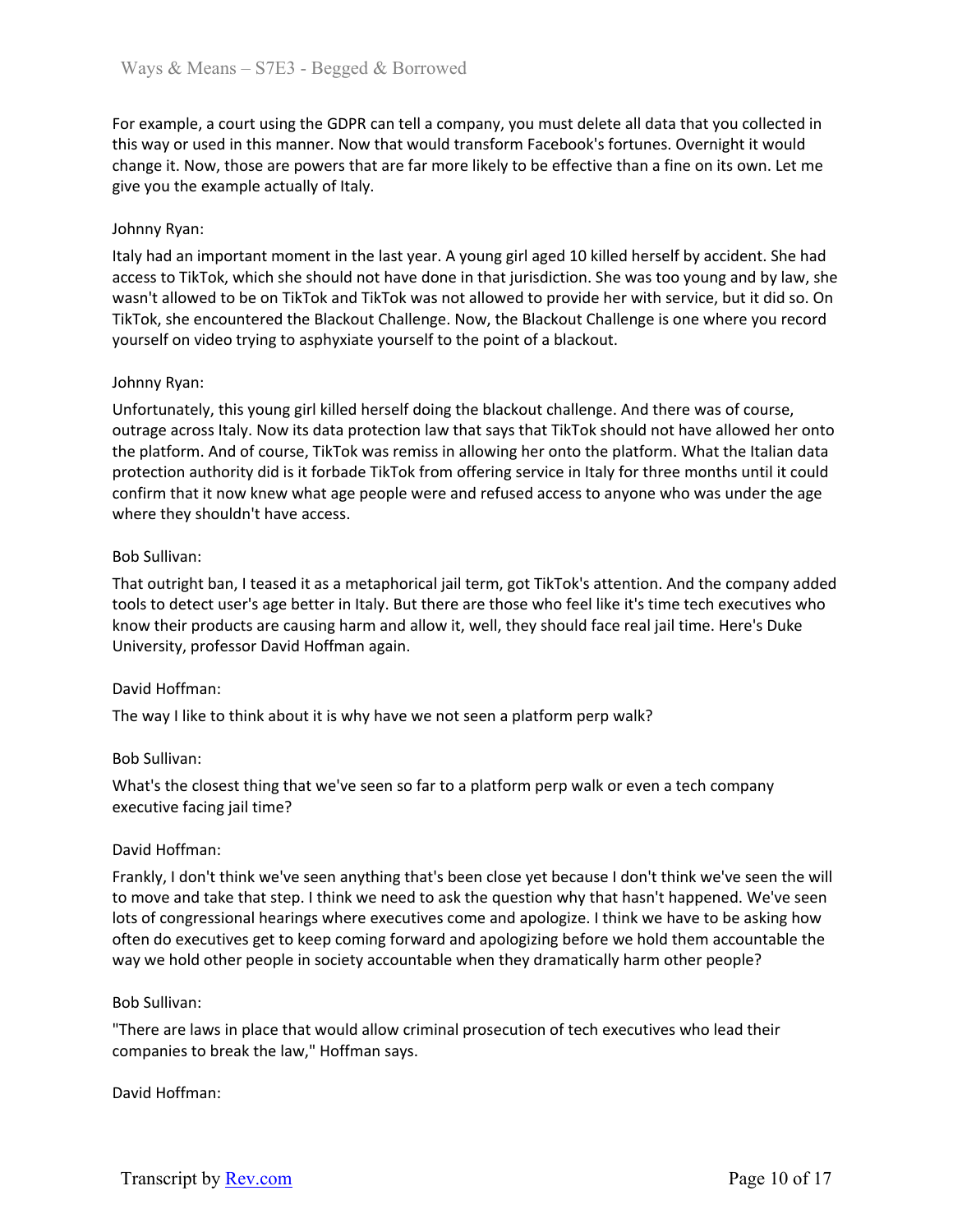For example, a court using the GDPR can tell a company, you must delete all data that you collected in this way or used in this manner. Now that would transform Facebook's fortunes. Overnight it would change it. Now, those are powers that are far more likely to be effective than a fine on its own. Let me give you the example actually of Italy.

Johnny Ryan:

Italy had an important moment in the last year. A young girl aged 10 killed herself by accident. She had access to TikTok, which she should not have done in that jurisdiction. She was too young and by law, she wasn't allowed to be on TikTok and TikTok was not allowed to provide her with service, but it did so. On TikTok, she encountered the Blackout Challenge. Now, the Blackout Challenge is one where you record yourself on video trying to asphyxiate yourself to the point of a blackout.

Johnny Ryan:

Unfortunately, this young girl killed herself doing the blackout challenge. And there was of course, outrage across Italy. Now its data protection law that says that TikTok should not have allowed her onto the platform. And of course, TikTok was remiss in allowing her onto the platform. What the Italian data protection authority did is it forbade TikTok from offering service in Italy for three months until it could confirm that it now knew what age people were and refused access to anyone who was under the age where they shouldn't have access.

Bob Sullivan:

That outright ban, I teased it as a metaphorical jail term, got TikTok's attention. And the company added tools to detect user's age better in Italy. But there are those who feel like it's time tech executives who know their products are causing harm and allow it, well, they should face real jail time. Here's Duke University, professor David Hoffman again.

David Hoffman:

The way I like to think about it is why have we not seen a platform perp walk?

Bob Sullivan:

What's the closest thing that we've seen so far to a platform perp walk or even a tech company executive facing jail time?

David Hoffman:

Frankly, I don't think we've seen anything that's been close yet because I don't think we've seen the will to move and take that step. I think we need to ask the question why that hasn't happened. We've seen lots of congressional hearings where executives come and apologize. I think we have to be asking how often do executives get to keep coming forward and apologizing before we hold them accountable the way we hold other people in society accountable when they dramatically harm other people?

Bob Sullivan:

"There are laws in place that would allow criminal prosecution of tech executives who lead their companies to break the law," Hoffman says.

David Hoffman: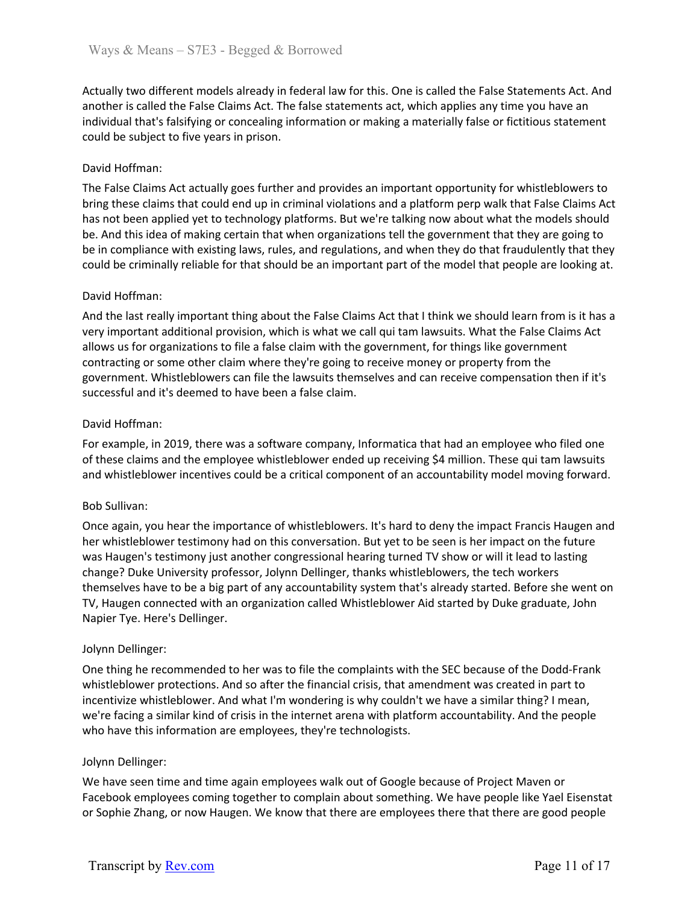Actually two different models already in federal law for this. One is called the False Statements Act. And another is called the False Claims Act. The false statements act, which applies any time you have an individual that's falsifying or concealing information or making a materially false or fictitious statement could be subject to five years in prison.

David Hoffman:

The False Claims Act actually goes further and provides an important opportunity for whistleblowers to bring these claims that could end up in criminal violations and a platform perp walk that False Claims Act has not been applied yet to technology platforms. But we're talking now about what the models should be. And this idea of making certain that when organizations tell the government that they are going to be in compliance with existing laws, rules, and regulations, and when they do that fraudulently that they could be criminally reliable for that should be an important part of the model that people are looking at.

David Hoffman:

And the last really important thing about the False Claims Act that I think we should learn from is it has a very important additional provision, which is what we call qui tam lawsuits. What the False Claims Act allows us for organizations to file a false claim with the government, for things like government contracting or some other claim where they're going to receive money or property from the government. Whistleblowers can file the lawsuits themselves and can receive compensation then if it's successful and it's deemed to have been a false claim.

David Hoffman:

For example, in 2019, there was a software company, Informatica that had an employee who filed one of these claims and the employee whistleblower ended up receiving $4 million. These qui tam lawsuits and whistleblower incentives could be a critical component of an accountability model moving forward.

Bob Sullivan:

Once again, you hear the importance of whistleblowers. It's hard to deny the impact Francis Haugen and her whistleblower testimony had on this conversation. But yet to be seen is her impact on the future was Haugen's testimony just another congressional hearing turned TV show or will it lead to lasting change? Duke University professor, Jolynn Dellinger, thanks whistleblowers, the tech workers themselves have to be a big part of any accountability system that's already started. Before she went on TV, Haugen connected with an organization called Whistleblower Aid started by Duke graduate, John Napier Tye. Here's Dellinger.

Jolynn Dellinger:

One thing he recommended to her was to file the complaints with the SEC because of the Dodd-Frank whistleblower protections. And so after the financial crisis, that amendment was created in part to incentivize whistleblower. And what I'm wondering is why couldn't we have a similar thing? I mean, we're facing a similar kind of crisis in the internet arena with platform accountability. And the people who have this information are employees, they're technologists.

Jolynn Dellinger:

We have seen time and time again employees walk out of Google because of Project Maven or Facebook employees coming together to complain about something. We have people like Yael Eisenstat or Sophie Zhang, or now Haugen. We know that there are employees there that there are good people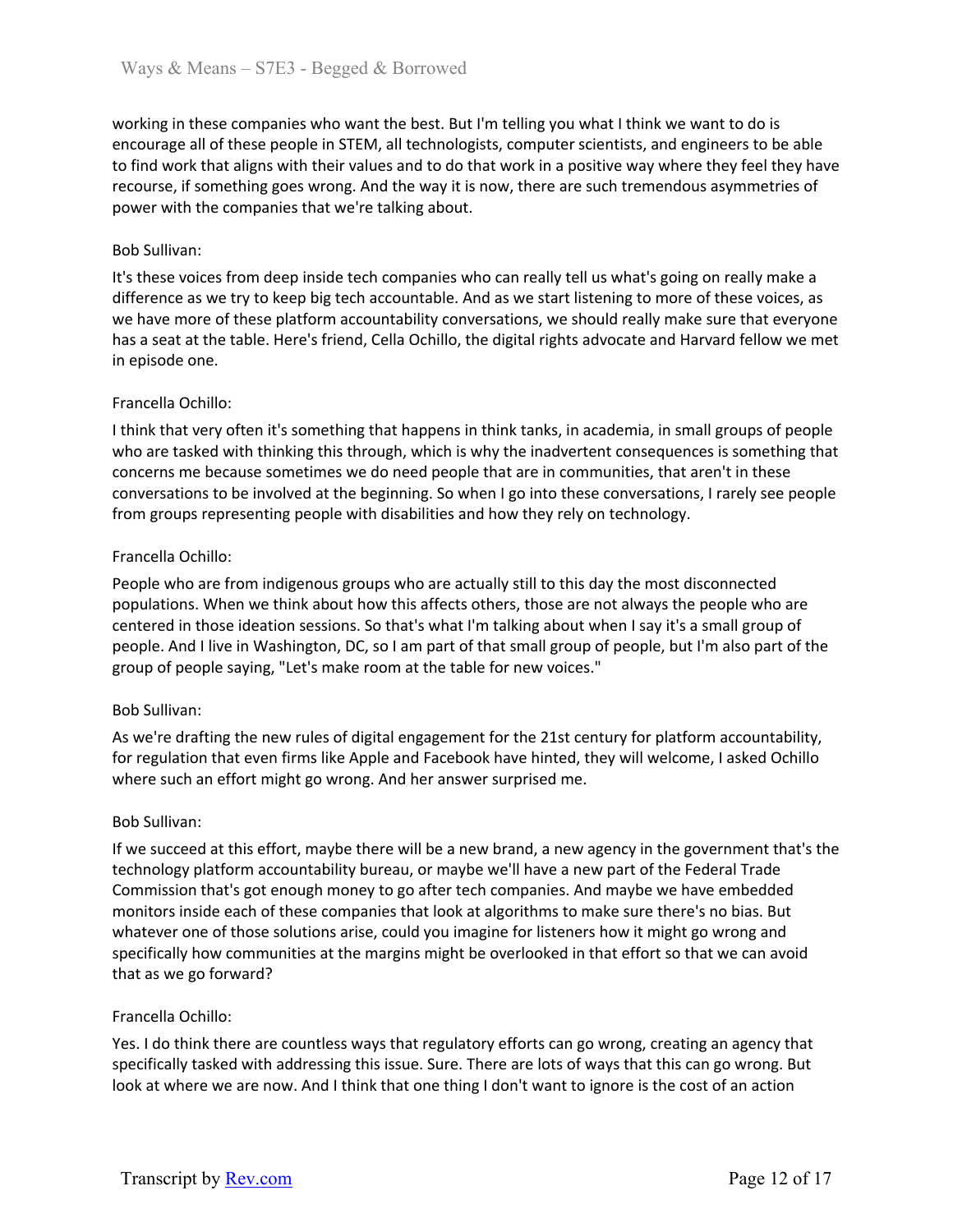working in these companies who want the best. But I'm telling you what I think we want to do is encourage all of these people in STEM, all technologists, computer scientists, and engineers to be able to find work that aligns with their values and to do that work in a positive way where they feel they have recourse, if something goes wrong. And the way it is now, there are such tremendous asymmetries of power with the companies that we're talking about.

Bob Sullivan:

It's these voices from deep inside tech companies who can really tell us what's going on really make a difference as we try to keep big tech accountable. And as we start listening to more of these voices, as we have more of these platform accountability conversations, we should really make sure that everyone has a seat at the table. Here's friend, Cella Ochillo, the digital rights advocate and Harvard fellow we met in episode one.

Francella Ochillo:

I think that very often it's something that happens in think tanks, in academia, in small groups of people who are tasked with thinking this through, which is why the inadvertent consequences is something that concerns me because sometimes we do need people that are in communities, that aren't in these conversations to be involved at the beginning. So when I go into these conversations, I rarely see people from groups representing people with disabilities and how they rely on technology.

Francella Ochillo:

People who are from indigenous groups who are actually still to this day the most disconnected populations. When we think about how this affects others, those are not always the people who are centered in those ideation sessions. So that's what I'm talking about when I say it's a small group of people. And I live in Washington, DC, so I am part of that small group of people, but I'm also part of the group of people saying, "Let's make room at the table for new voices."

Bob Sullivan:

As we're drafting the new rules of digital engagement for the 21st century for platform accountability, for regulation that even firms like Apple and Facebook have hinted, they will welcome, I asked Ochillo where such an effort might go wrong. And her answer surprised me.

Bob Sullivan:

If we succeed at this effort, maybe there will be a new brand, a new agency in the government that's the technology platform accountability bureau, or maybe we'll have a new part of the Federal Trade Commission that's got enough money to go after tech companies. And maybe we have embedded monitors inside each of these companies that look at algorithms to make sure there's no bias. But whatever one of those solutions arise, could you imagine for listeners how it might go wrong and specifically how communities at the margins might be overlooked in that effort so that we can avoid that as we go forward?

Francella Ochillo:

Yes. I do think there are countless ways that regulatory efforts can go wrong, creating an agency that specifically tasked with addressing this issue. Sure. There are lots of ways that this can go wrong. But look at where we are now. And I think that one thing I don't want to ignore is the cost of an action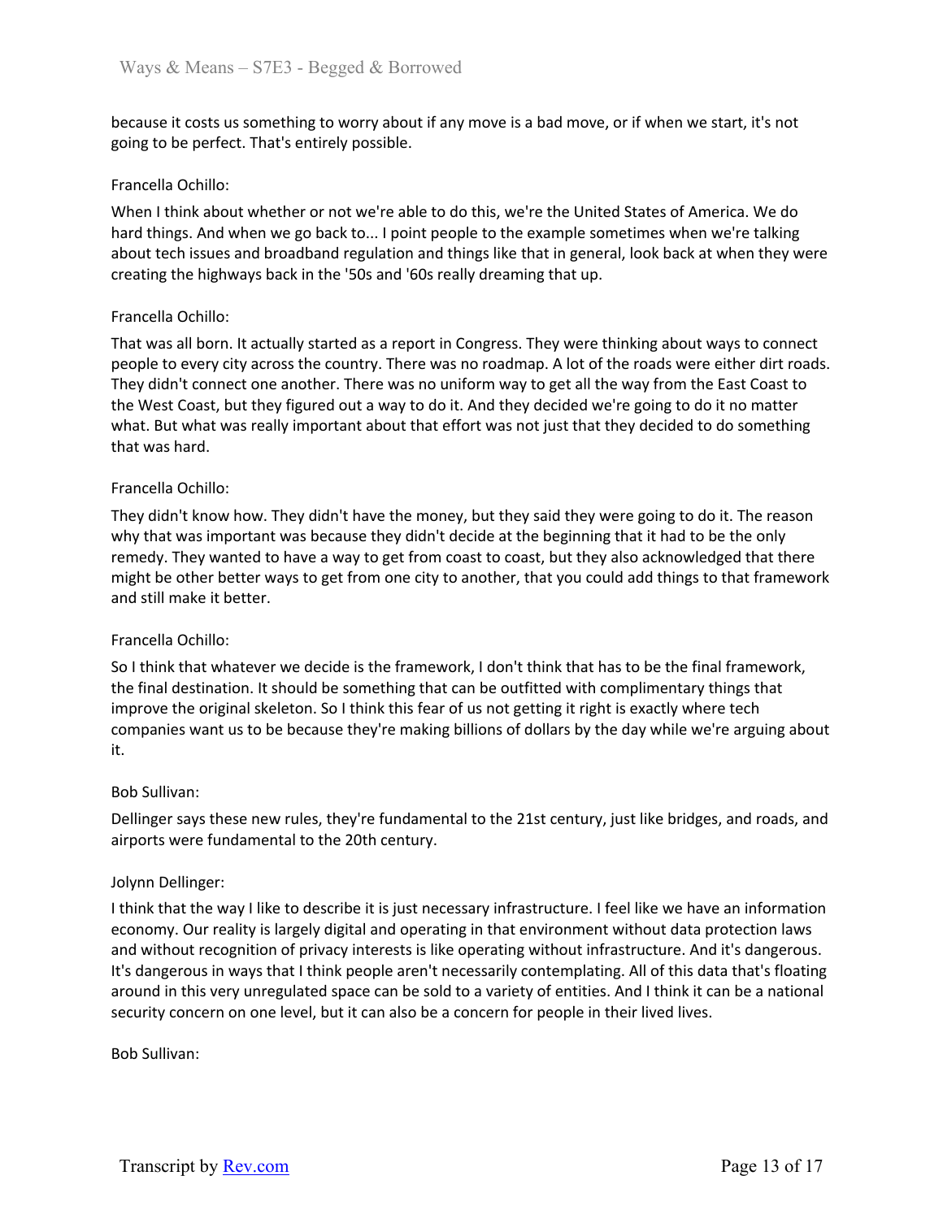because it costs us something to worry about if any move is a bad move, or if when we start, it's not going to be perfect. That's entirely possible.

Francella Ochillo:

When I think about whether or not we're able to do this, we're the United States of America. We do hard things. And when we go back to... I point people to the example sometimes when we're talking about tech issues and broadband regulation and things like that in general, look back at when they were creating the highways back in the '50s and '60s really dreaming that up.

Francella Ochillo:

That was all born. It actually started as a report in Congress. They were thinking about ways to connect people to every city across the country. There was no roadmap. A lot of the roads were either dirt roads. They didn't connect one another. There was no uniform way to get all the way from the East Coast to the West Coast, but they figured out a way to do it. And they decided we're going to do it no matter what. But what was really important about that effort was not just that they decided to do something that was hard.

Francella Ochillo:

They didn't know how. They didn't have the money, but they said they were going to do it. The reason why that was important was because they didn't decide at the beginning that it had to be the only remedy. They wanted to have a way to get from coast to coast, but they also acknowledged that there might be other better ways to get from one city to another, that you could add things to that framework and still make it better.

Francella Ochillo:

So I think that whatever we decide is the framework, I don't think that has to be the final framework, the final destination. It should be something that can be outfitted with complimentary things that improve the original skeleton. So I think this fear of us not getting it right is exactly where tech companies want us to be because they're making billions of dollars by the day while we're arguing about it.

Bob Sullivan:

Dellinger says these new rules, they're fundamental to the 21st century, just like bridges, and roads, and airports were fundamental to the 20th century.

Jolynn Dellinger:

I think that the way I like to describe it is just necessary infrastructure. I feel like we have an information economy. Our reality is largely digital and operating in that environment without data protection laws and without recognition of privacy interests is like operating without infrastructure. And it's dangerous. It's dangerous in ways that I think people aren't necessarily contemplating. All of this data that's floating around in this very unregulated space can be sold to a variety of entities. And I think it can be a national security concern on one level, but it can also be a concern for people in their lived lives.

Bob Sullivan: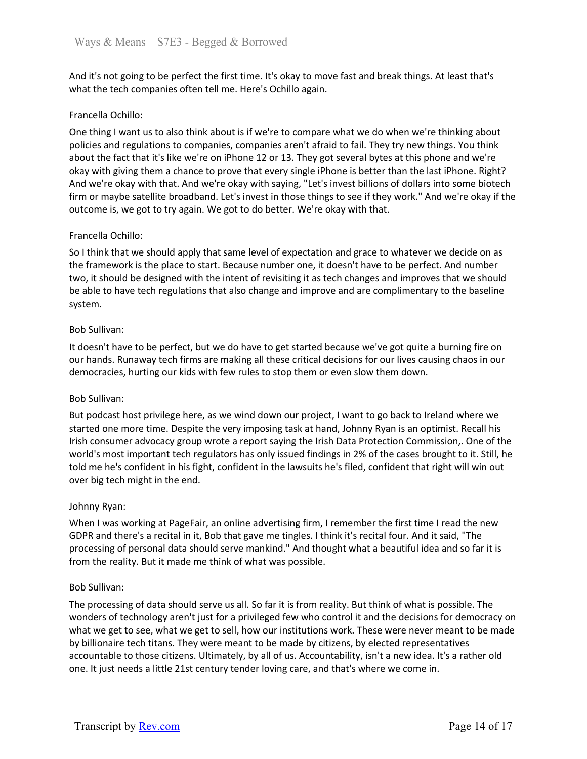And it's not going to be perfect the first time. It's okay to move fast and break things. At least that's what the tech companies often tell me. Here's Ochillo again.

Francella Ochillo:

One thing I want us to also think about is if we're to compare what we do when we're thinking about policies and regulations to companies, companies aren't afraid to fail. They try new things. You think about the fact that it's like we're on iPhone 12 or 13. They got several bytes at this phone and we're okay with giving them a chance to prove that every single iPhone is better than the last iPhone. Right? And we're okay with that. And we're okay with saying, "Let's invest billions of dollars into some biotech firm or maybe satellite broadband. Let's invest in those things to see if they work." And we're okay if the outcome is, we got to try again. We got to do better. We're okay with that.

Francella Ochillo:

So I think that we should apply that same level of expectation and grace to whatever we decide on as the framework is the place to start. Because number one, it doesn't have to be perfect. And number two, it should be designed with the intent of revisiting it as tech changes and improves that we should be able to have tech regulations that also change and improve and are complimentary to the baseline system.

Bob Sullivan:

It doesn't have to be perfect, but we do have to get started because we've got quite a burning fire on our hands. Runaway tech firms are making all these critical decisions for our lives causing chaos in our democracies, hurting our kids with few rules to stop them or even slow them down.

Bob Sullivan:

But podcast host privilege here, as we wind down our project, I want to go back to Ireland where we started one more time. Despite the very imposing task at hand, Johnny Ryan is an optimist. Recall his Irish consumer advocacy group wrote a report saying the Irish Data Protection Commission,. One of the world's most important tech regulators has only issued findings in 2% of the cases brought to it. Still, he told me he's confident in his fight, confident in the lawsuits he's filed, confident that right will win out over big tech might in the end.

Johnny Ryan:

When I was working at PageFair, an online advertising firm, I remember the first time I read the new GDPR and there's a recital in it, Bob that gave me tingles. I think it's recital four. And it said, "The processing of personal data should serve mankind." And thought what a beautiful idea and so far it is from the reality. But it made me think of what was possible.

Bob Sullivan:

The processing of data should serve us all. So far it is from reality. But think of what is possible. The wonders of technology aren't just for a privileged few who control it and the decisions for democracy on what we get to see, what we get to sell, how our institutions work. These were never meant to be made by billionaire tech titans. They were meant to be made by citizens, by elected representatives accountable to those citizens. Ultimately, by all of us. Accountability, isn't a new idea. It's a rather old one. It just needs a little 21st century tender loving care, and that's where we come in.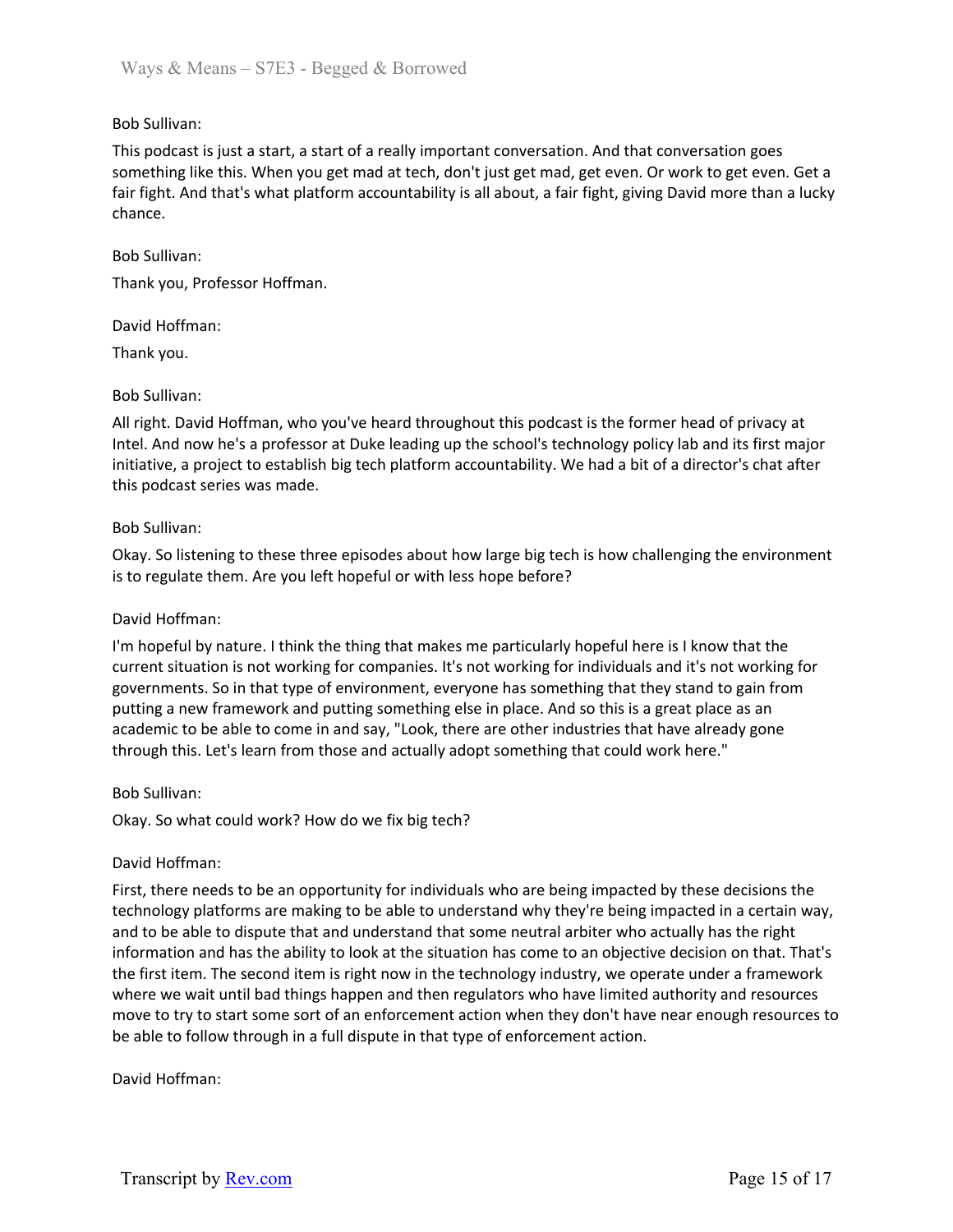Bob Sullivan:

This podcast is just a start, a start of a really important conversation. And that conversation goes something like this. When you get mad at tech, don't just get mad, get even. Or work to get even. Get a fair fight. And that's what platform accountability is all about, a fair fight, giving David more than a lucky chance.

Bob Sullivan:

Thank you, Professor Hoffman.

David Hoffman:

Thank you.

Bob Sullivan:

All right. David Hoffman, who you've heard throughout this podcast is the former head of privacy at Intel. And now he's a professor at Duke leading up the school's technology policy lab and its first major initiative, a project to establish big tech platform accountability. We had a bit of a director's chat after this podcast series was made.

Bob Sullivan:

Okay. So listening to these three episodes about how large big tech is how challenging the environment is to regulate them. Are you left hopeful or with less hope before?

David Hoffman:

I'm hopeful by nature. I think the thing that makes me particularly hopeful here is I know that the current situation is not working for companies. It's not working for individuals and it's not working for governments. So in that type of environment, everyone has something that they stand to gain from putting a new framework and putting something else in place. And so this is a great place as an academic to be able to come in and say, "Look, there are other industries that have already gone through this. Let's learn from those and actually adopt something that could work here."

Bob Sullivan:

Okay. So what could work? How do we fix big tech?

David Hoffman:

First, there needs to be an opportunity for individuals who are being impacted by these decisions the technology platforms are making to be able to understand why they're being impacted in a certain way, and to be able to dispute that and understand that some neutral arbiter who actually has the right information and has the ability to look at the situation has come to an objective decision on that. That's the first item. The second item is right now in the technology industry, we operate under a framework where we wait until bad things happen and then regulators who have limited authority and resources move to try to start some sort of an enforcement action when they don't have near enough resources to be able to follow through in a full dispute in that type of enforcement action.

David Hoffman: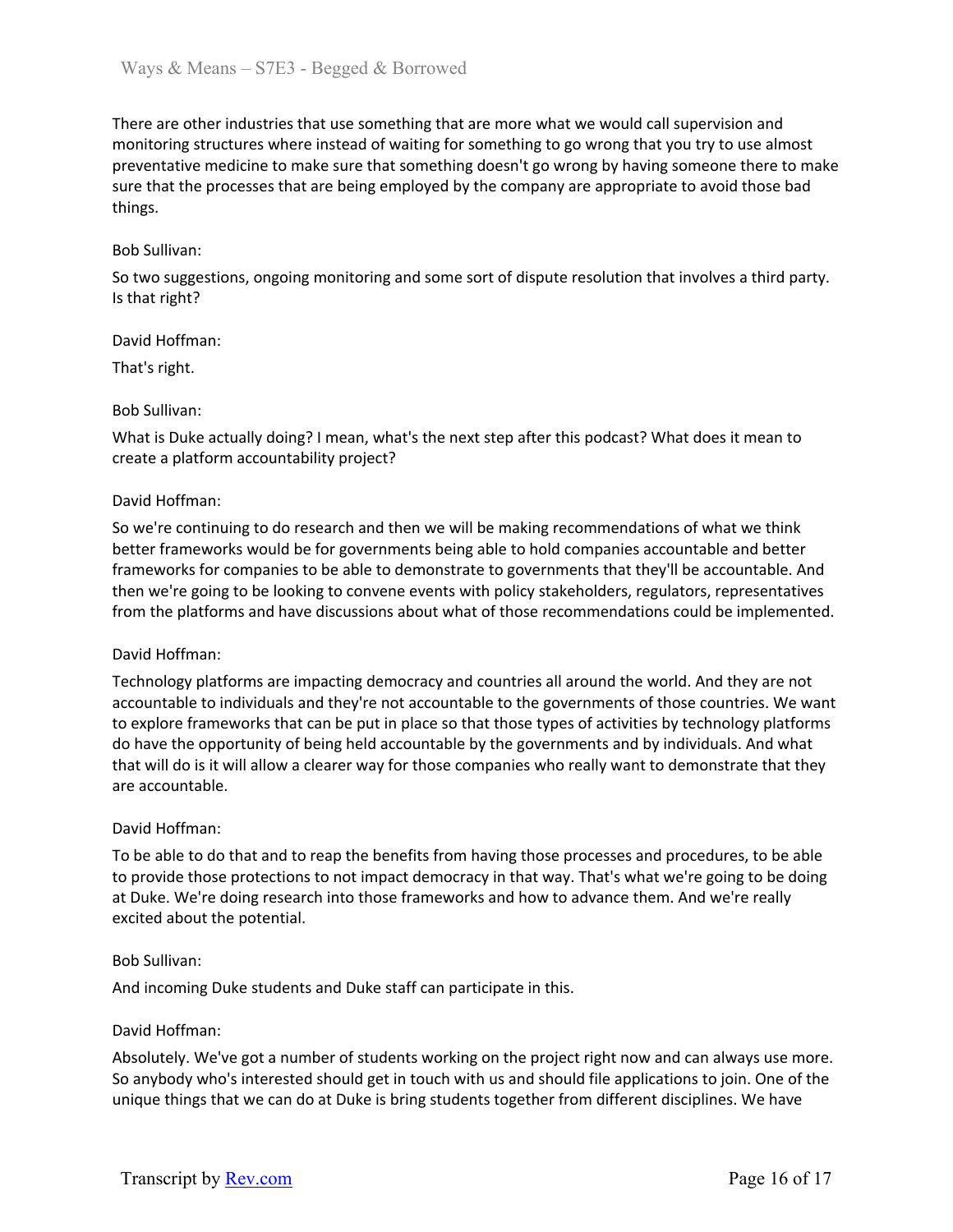There are other industries that use something that are more what we would call supervision and monitoring structures where instead of waiting for something to go wrong that you try to use almost preventative medicine to make sure that something doesn't go wrong by having someone there to make sure that the processes that are being employed by the company are appropriate to avoid those bad things.

Bob Sullivan:

So two suggestions, ongoing monitoring and some sort of dispute resolution that involves a third party. Is that right?

David Hoffman:

That's right.

Bob Sullivan:

What is Duke actually doing? I mean, what's the next step after this podcast? What does it mean to create a platform accountability project?

David Hoffman:

So we're continuing to do research and then we will be making recommendations of what we think better frameworks would be for governments being able to hold companies accountable and better frameworks for companies to be able to demonstrate to governments that they'll be accountable. And then we're going to be looking to convene events with policy stakeholders, regulators, representatives from the platforms and have discussions about what of those recommendations could be implemented.

David Hoffman:

Technology platforms are impacting democracy and countries all around the world. And they are not accountable to individuals and they're not accountable to the governments of those countries. We want to explore frameworks that can be put in place so that those types of activities by technology platforms do have the opportunity of being held accountable by the governments and by individuals. And what that will do is it will allow a clearer way for those companies who really want to demonstrate that they are accountable.

David Hoffman:

To be able to do that and to reap the benefits from having those processes and procedures, to be able to provide those protections to not impact democracy in that way. That's what we're going to be doing at Duke. We're doing research into those frameworks and how to advance them. And we're really excited about the potential.

Bob Sullivan:

And incoming Duke students and Duke staff can participate in this.

David Hoffman:

Absolutely. We've got a number of students working on the project right now and can always use more. So anybody who's interested should get in touch with us and should file applications to join. One of the unique things that we can do at Duke is bring students together from different disciplines. We have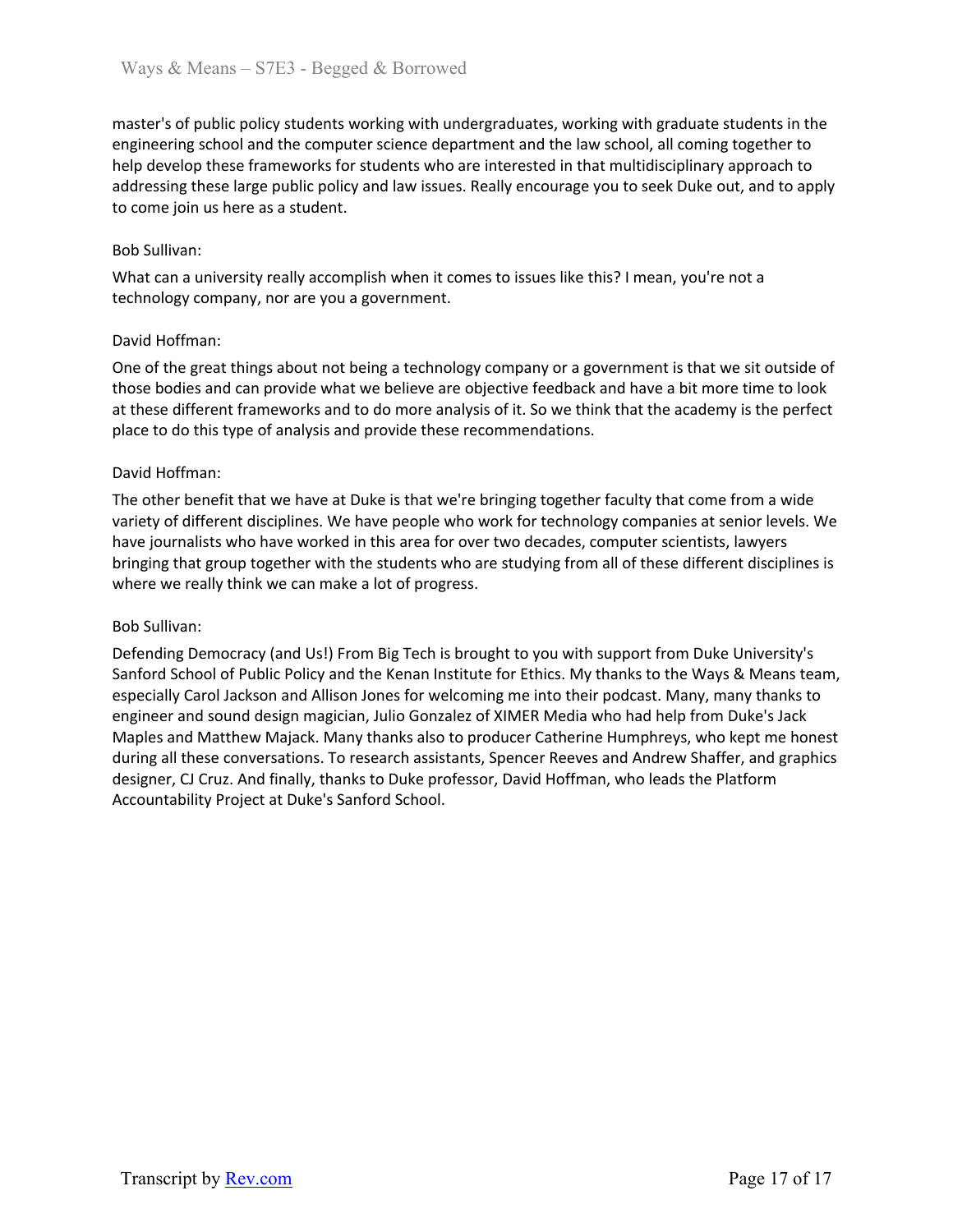master's of public policy students working with undergraduates, working with graduate students in the engineering school and the computer science department and the law school, all coming together to help develop these frameworks for students who are interested in that multidisciplinary approach to addressing these large public policy and law issues. Really encourage you to seek Duke out, and to apply to come join us here as a student.

Bob Sullivan:

What can a university really accomplish when it comes to issues like this? I mean, you're not a technology company, nor are you a government.

David Hoffman:

One of the great things about not being a technology company or a government is that we sit outside of those bodies and can provide what we believe are objective feedback and have a bit more time to look at these different frameworks and to do more analysis of it. So we think that the academy is the perfect place to do this type of analysis and provide these recommendations.

David Hoffman:

The other benefit that we have at Duke is that we're bringing together faculty that come from a wide variety of different disciplines. We have people who work for technology companies at senior levels. We have journalists who have worked in this area for over two decades, computer scientists, lawyers bringing that group together with the students who are studying from all of these different disciplines is where we really think we can make a lot of progress.

Bob Sullivan:

Defending Democracy (and Us!) From Big Tech is brought to you with support from Duke University's Sanford School of Public Policy and the Kenan Institute for Ethics. My thanks to the Ways & Means team, especially Carol Jackson and Allison Jones for welcoming me into their podcast. Many, many thanks to engineer and sound design magician, Julio Gonzalez of XIMER Media who had help from Duke's Jack Maples and Matthew Majack. Many thanks also to producer Catherine Humphreys, who kept me honest during all these conversations. To research assistants, Spencer Reeves and Andrew Shaffer, and graphics designer, CJ Cruz. And finally, thanks to Duke professor, David Hoffman, who leads the Platform Accountability Project at Duke's Sanford School.